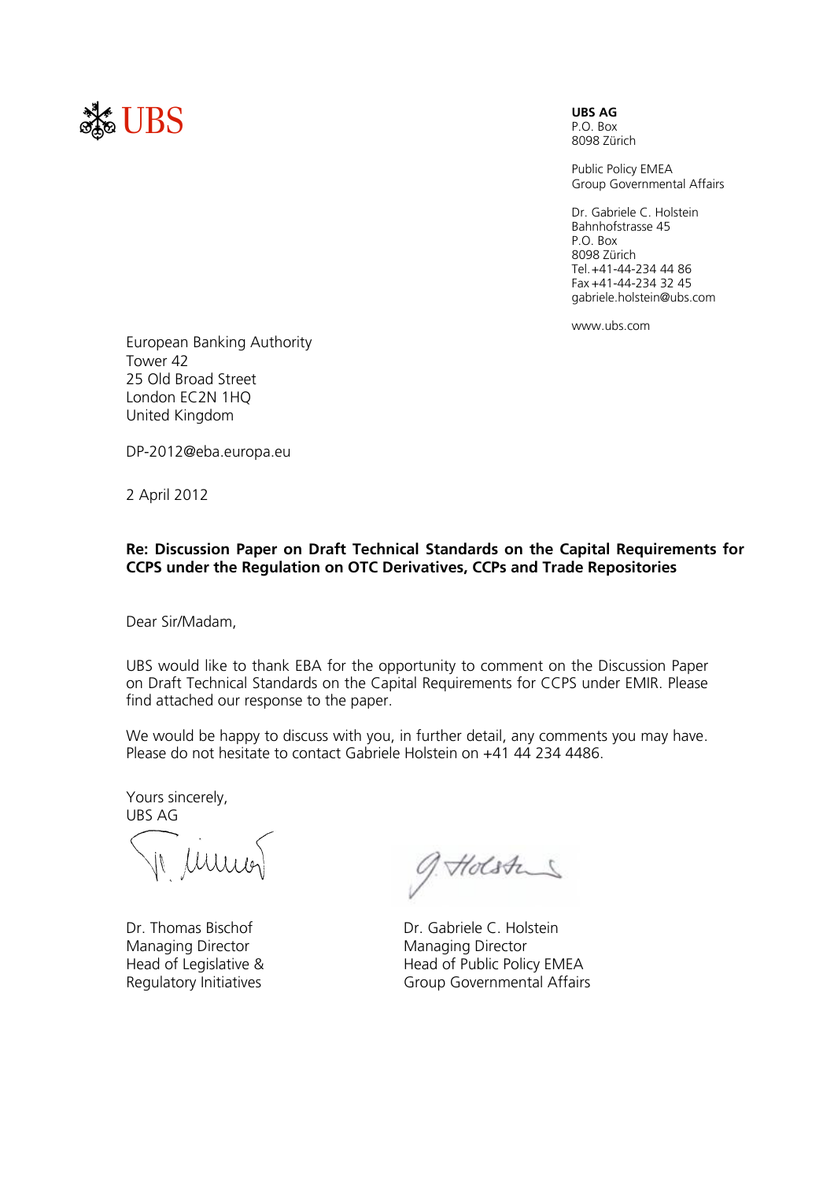UBS

**UBS AG**
P.O. Box
8098 Zürich

Public Policy EMEA
Group Governmental Affairs

Dr. Gabriele C. Holstein
Bahnhofstrasse 45
P.O. Box
8098 Zürich
Tel.+41-44-234 44 86
Fax +41-44-234 32 45
gabriele.holstein@ubs.com

www.ubs.com

European Banking Authority
Tower 42
25 Old Broad Street
London EC2N 1HQ
United Kingdom

DP-2012@eba.europa.eu

2 April 2012

**Re: Discussion Paper on Draft Technical Standards on the Capital Requirements for CCPS under the Regulation on OTC Derivatives, CCPs and Trade Repositories**

Dear Sir/Madam,

UBS would like to thank EBA for the opportunity to comment on the Discussion Paper on Draft Technical Standards on the Capital Requirements for CCPS under EMIR. Please find attached our response to the paper.

We would be happy to discuss with you, in further detail, any comments you may have. Please do not hesitate to contact Gabriele Holstein on +41 44 234 4486.

Yours sincerely,
UBS AG

Dr. Thomas Bischof
Managing Director
Head of Legislative & Regulatory Initiatives

Dr. Gabriele C. Holstein
Managing Director
Head of Public Policy EMEA
Group Governmental Affairs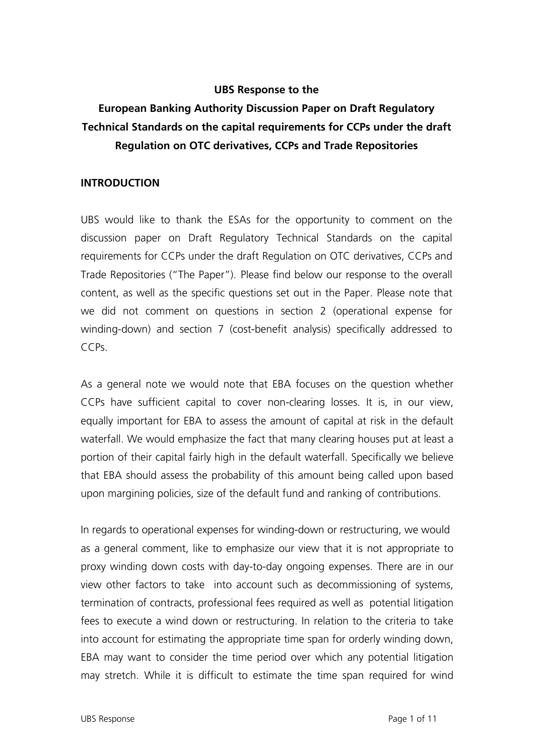**UBS Response to the**

**European Banking Authority Discussion Paper on Draft Regulatory Technical Standards on the capital requirements for CCPs under the draft Regulation on OTC derivatives, CCPs and Trade Repositories**

**INTRODUCTION**

UBS would like to thank the ESAs for the opportunity to comment on the discussion paper on Draft Regulatory Technical Standards on the capital requirements for CCPs under the draft Regulation on OTC derivatives, CCPs and Trade Repositories ("The Paper"). Please find below our response to the overall content, as well as the specific questions set out in the Paper. Please note that we did not comment on questions in section 2 (operational expense for winding-down) and section 7 (cost-benefit analysis) specifically addressed to CCPs.

As a general note we would note that EBA focuses on the question whether CCPs have sufficient capital to cover non-clearing losses. It is, in our view, equally important for EBA to assess the amount of capital at risk in the default waterfall. We would emphasize the fact that many clearing houses put at least a portion of their capital fairly high in the default waterfall. Specifically we believe that EBA should assess the probability of this amount being called upon based upon margining policies, size of the default fund and ranking of contributions.

In regards to operational expenses for winding-down or restructuring, we would as a general comment, like to emphasize our view that it is not appropriate to proxy winding down costs with day-to-day ongoing expenses. There are in our view other factors to take into account such as decommissioning of systems, termination of contracts, professional fees required as well as potential litigation fees to execute a wind down or restructuring. In relation to the criteria to take into account for estimating the appropriate time span for orderly winding down, EBA may want to consider the time period over which any potential litigation may stretch. While it is difficult to estimate the time span required for wind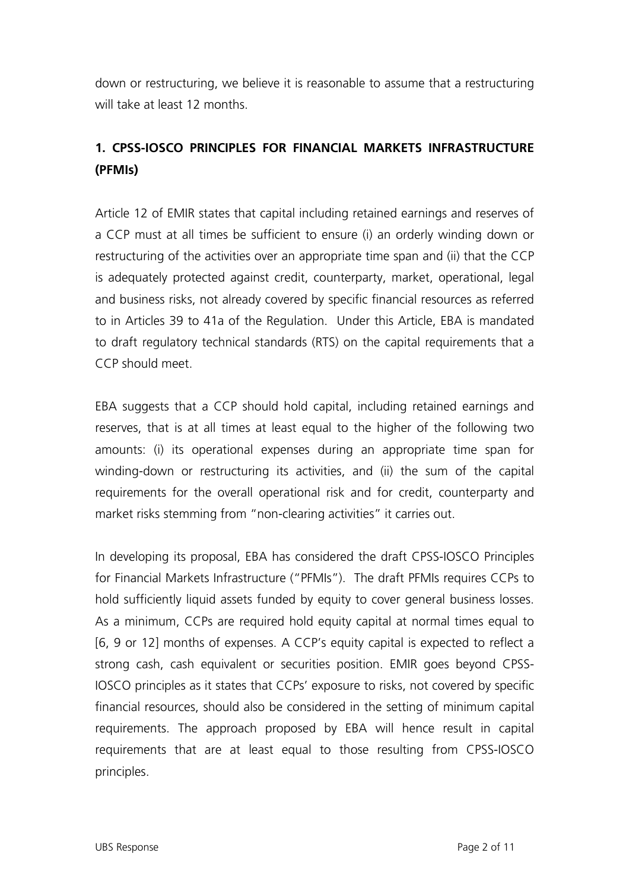down or restructuring, we believe it is reasonable to assume that a restructuring will take at least 12 months.

## 1. CPSS-IOSCO PRINCIPLES FOR FINANCIAL MARKETS INFRASTRUCTURE (PFMIs)

Article 12 of EMIR states that capital including retained earnings and reserves of a CCP must at all times be sufficient to ensure (i) an orderly winding down or restructuring of the activities over an appropriate time span and (ii) that the CCP is adequately protected against credit, counterparty, market, operational, legal and business risks, not already covered by specific financial resources as referred to in Articles 39 to 41a of the Regulation. Under this Article, EBA is mandated to draft regulatory technical standards (RTS) on the capital requirements that a CCP should meet.

EBA suggests that a CCP should hold capital, including retained earnings and reserves, that is at all times at least equal to the higher of the following two amounts: (i) its operational expenses during an appropriate time span for winding-down or restructuring its activities, and (ii) the sum of the capital requirements for the overall operational risk and for credit, counterparty and market risks stemming from "non-clearing activities" it carries out.

In developing its proposal, EBA has considered the draft CPSS-IOSCO Principles for Financial Markets Infrastructure ("PFMIs"). The draft PFMIs requires CCPs to hold sufficiently liquid assets funded by equity to cover general business losses. As a minimum, CCPs are required hold equity capital at normal times equal to [6, 9 or 12] months of expenses. A CCP's equity capital is expected to reflect a strong cash, cash equivalent or securities position. EMIR goes beyond CPSS-IOSCO principles as it states that CCPs' exposure to risks, not covered by specific financial resources, should also be considered in the setting of minimum capital requirements. The approach proposed by EBA will hence result in capital requirements that are at least equal to those resulting from CPSS-IOSCO principles.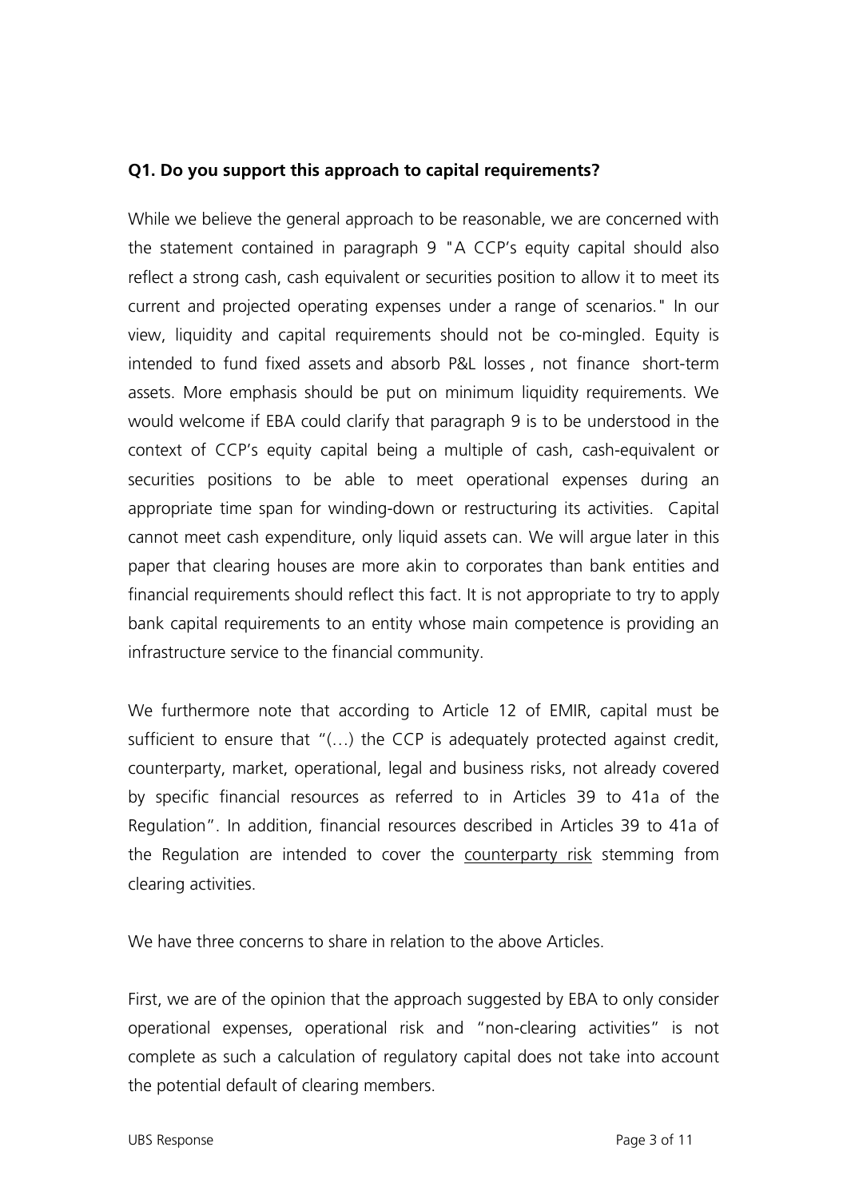**Q1. Do you support this approach to capital requirements?**

While we believe the general approach to be reasonable, we are concerned with the statement contained in paragraph 9 "A CCP's equity capital should also reflect a strong cash, cash equivalent or securities position to allow it to meet its current and projected operating expenses under a range of scenarios." In our view, liquidity and capital requirements should not be co-mingled. Equity is intended to fund fixed assets and absorb P&L losses, not finance short-term assets. More emphasis should be put on minimum liquidity requirements. We would welcome if EBA could clarify that paragraph 9 is to be understood in the context of CCP's equity capital being a multiple of cash, cash-equivalent or securities positions to be able to meet operational expenses during an appropriate time span for winding-down or restructuring its activities. Capital cannot meet cash expenditure, only liquid assets can. We will argue later in this paper that clearing houses are more akin to corporates than bank entities and financial requirements should reflect this fact. It is not appropriate to try to apply bank capital requirements to an entity whose main competence is providing an infrastructure service to the financial community.

We furthermore note that according to Article 12 of EMIR, capital must be sufficient to ensure that "(…) the CCP is adequately protected against credit, counterparty, market, operational, legal and business risks, not already covered by specific financial resources as referred to in Articles 39 to 41a of the Regulation". In addition, financial resources described in Articles 39 to 41a of the Regulation are intended to cover the counterparty risk stemming from clearing activities.

We have three concerns to share in relation to the above Articles.

First, we are of the opinion that the approach suggested by EBA to only consider operational expenses, operational risk and "non-clearing activities" is not complete as such a calculation of regulatory capital does not take into account the potential default of clearing members.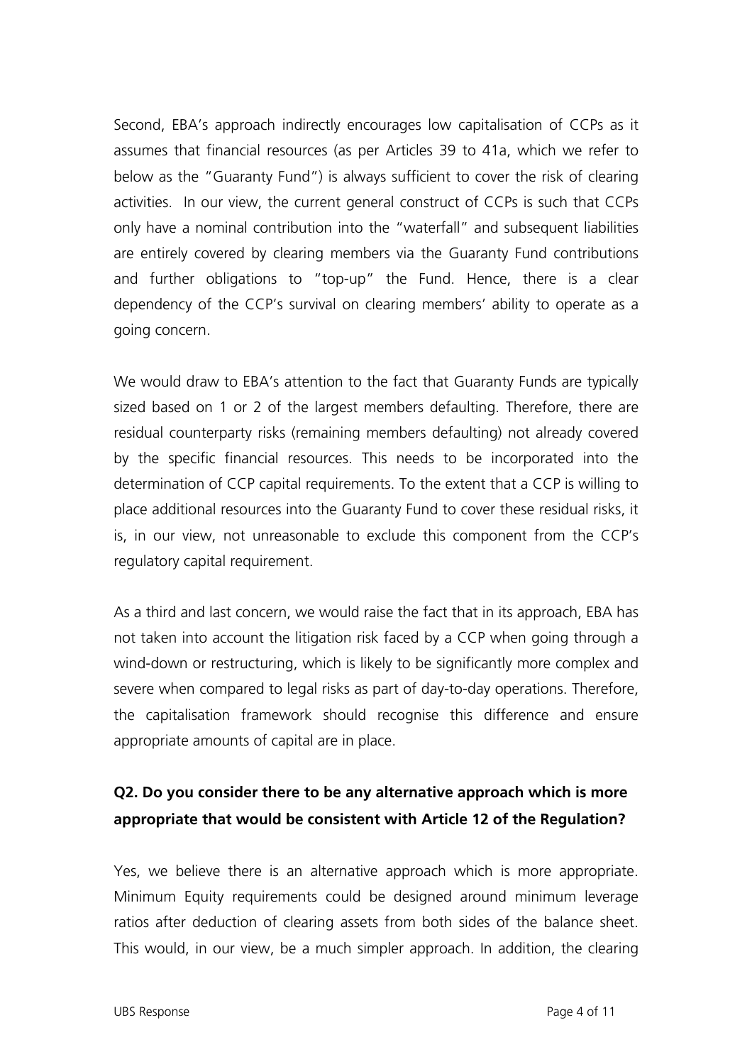Second, EBA's approach indirectly encourages low capitalisation of CCPs as it assumes that financial resources (as per Articles 39 to 41a, which we refer to below as the "Guaranty Fund") is always sufficient to cover the risk of clearing activities. In our view, the current general construct of CCPs is such that CCPs only have a nominal contribution into the "waterfall" and subsequent liabilities are entirely covered by clearing members via the Guaranty Fund contributions and further obligations to "top-up" the Fund. Hence, there is a clear dependency of the CCP's survival on clearing members' ability to operate as a going concern.

We would draw to EBA's attention to the fact that Guaranty Funds are typically sized based on 1 or 2 of the largest members defaulting. Therefore, there are residual counterparty risks (remaining members defaulting) not already covered by the specific financial resources. This needs to be incorporated into the determination of CCP capital requirements. To the extent that a CCP is willing to place additional resources into the Guaranty Fund to cover these residual risks, it is, in our view, not unreasonable to exclude this component from the CCP's regulatory capital requirement.

As a third and last concern, we would raise the fact that in its approach, EBA has not taken into account the litigation risk faced by a CCP when going through a wind-down or restructuring, which is likely to be significantly more complex and severe when compared to legal risks as part of day-to-day operations. Therefore, the capitalisation framework should recognise this difference and ensure appropriate amounts of capital are in place.

**Q2. Do you consider there to be any alternative approach which is more appropriate that would be consistent with Article 12 of the Regulation?**

Yes, we believe there is an alternative approach which is more appropriate. Minimum Equity requirements could be designed around minimum leverage ratios after deduction of clearing assets from both sides of the balance sheet. This would, in our view, be a much simpler approach. In addition, the clearing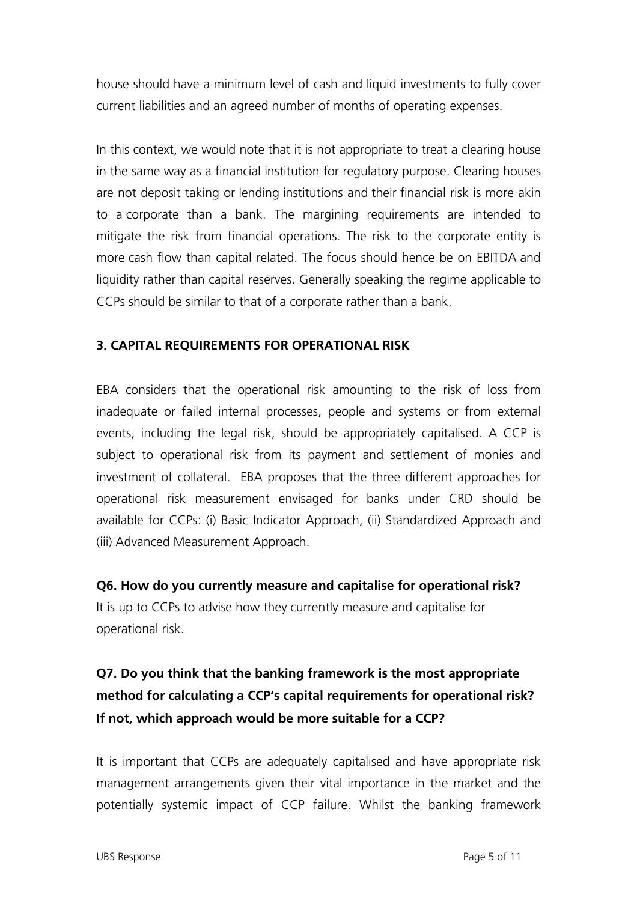house should have a minimum level of cash and liquid investments to fully cover current liabilities and an agreed number of months of operating expenses.

In this context, we would note that it is not appropriate to treat a clearing house in the same way as a financial institution for regulatory purpose. Clearing houses are not deposit taking or lending institutions and their financial risk is more akin to a corporate than a bank. The margining requirements are intended to mitigate the risk from financial operations. The risk to the corporate entity is more cash flow than capital related. The focus should hence be on EBITDA and liquidity rather than capital reserves. Generally speaking the regime applicable to CCPs should be similar to that of a corporate rather than a bank.

### 3. CAPITAL REQUIREMENTS FOR OPERATIONAL RISK

EBA considers that the operational risk amounting to the risk of loss from inadequate or failed internal processes, people and systems or from external events, including the legal risk, should be appropriately capitalised. A CCP is subject to operational risk from its payment and settlement of monies and investment of collateral. EBA proposes that the three different approaches for operational risk measurement envisaged for banks under CRD should be available for CCPs: (i) Basic Indicator Approach, (ii) Standardized Approach and (iii) Advanced Measurement Approach.

**Q6. How do you currently measure and capitalise for operational risk?**

It is up to CCPs to advise how they currently measure and capitalise for operational risk.

**Q7. Do you think that the banking framework is the most appropriate method for calculating a CCP's capital requirements for operational risk? If not, which approach would be more suitable for a CCP?**

It is important that CCPs are adequately capitalised and have appropriate risk management arrangements given their vital importance in the market and the potentially systemic impact of CCP failure. Whilst the banking framework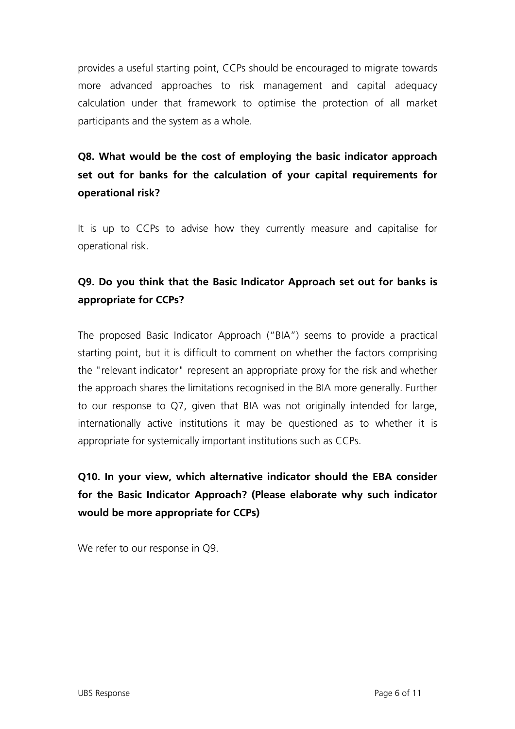provides a useful starting point, CCPs should be encouraged to migrate towards more advanced approaches to risk management and capital adequacy calculation under that framework to optimise the protection of all market participants and the system as a whole.

**Q8. What would be the cost of employing the basic indicator approach set out for banks for the calculation of your capital requirements for operational risk?**

It is up to CCPs to advise how they currently measure and capitalise for operational risk.

**Q9. Do you think that the Basic Indicator Approach set out for banks is appropriate for CCPs?**

The proposed Basic Indicator Approach ("BIA") seems to provide a practical starting point, but it is difficult to comment on whether the factors comprising the "relevant indicator" represent an appropriate proxy for the risk and whether the approach shares the limitations recognised in the BIA more generally. Further to our response to Q7, given that BIA was not originally intended for large, internationally active institutions it may be questioned as to whether it is appropriate for systemically important institutions such as CCPs.

**Q10. In your view, which alternative indicator should the EBA consider for the Basic Indicator Approach? (Please elaborate why such indicator would be more appropriate for CCPs)**

We refer to our response in Q9.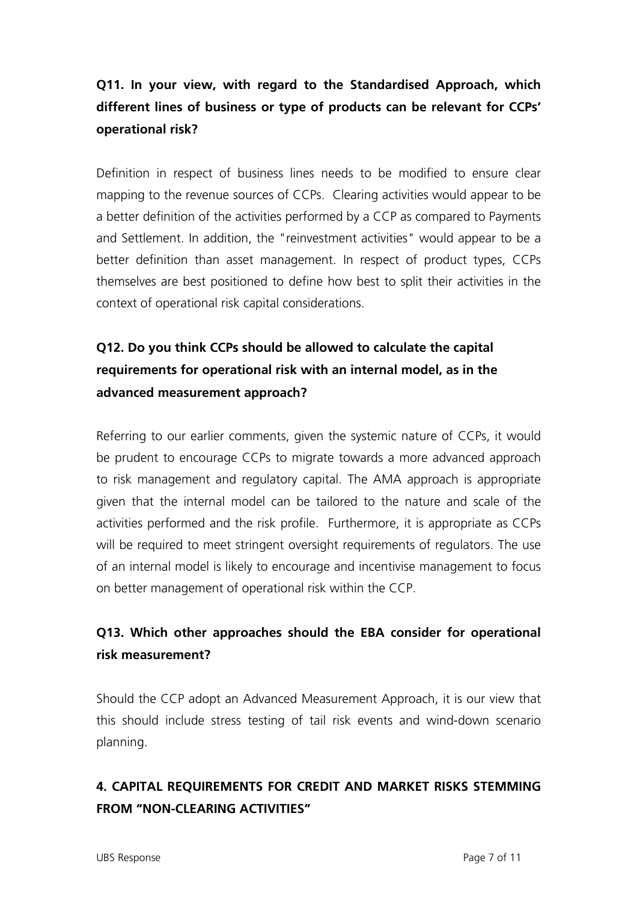**Q11. In your view, with regard to the Standardised Approach, which different lines of business or type of products can be relevant for CCPs' operational risk?**

Definition in respect of business lines needs to be modified to ensure clear mapping to the revenue sources of CCPs. Clearing activities would appear to be a better definition of the activities performed by a CCP as compared to Payments and Settlement. In addition, the "reinvestment activities" would appear to be a better definition than asset management. In respect of product types, CCPs themselves are best positioned to define how best to split their activities in the context of operational risk capital considerations.

**Q12. Do you think CCPs should be allowed to calculate the capital requirements for operational risk with an internal model, as in the advanced measurement approach?**

Referring to our earlier comments, given the systemic nature of CCPs, it would be prudent to encourage CCPs to migrate towards a more advanced approach to risk management and regulatory capital. The AMA approach is appropriate given that the internal model can be tailored to the nature and scale of the activities performed and the risk profile. Furthermore, it is appropriate as CCPs will be required to meet stringent oversight requirements of regulators. The use of an internal model is likely to encourage and incentivise management to focus on better management of operational risk within the CCP.

**Q13. Which other approaches should the EBA consider for operational risk measurement?**

Should the CCP adopt an Advanced Measurement Approach, it is our view that this should include stress testing of tail risk events and wind-down scenario planning.

## 4. CAPITAL REQUIREMENTS FOR CREDIT AND MARKET RISKS STEMMING FROM "NON-CLEARING ACTIVITIES"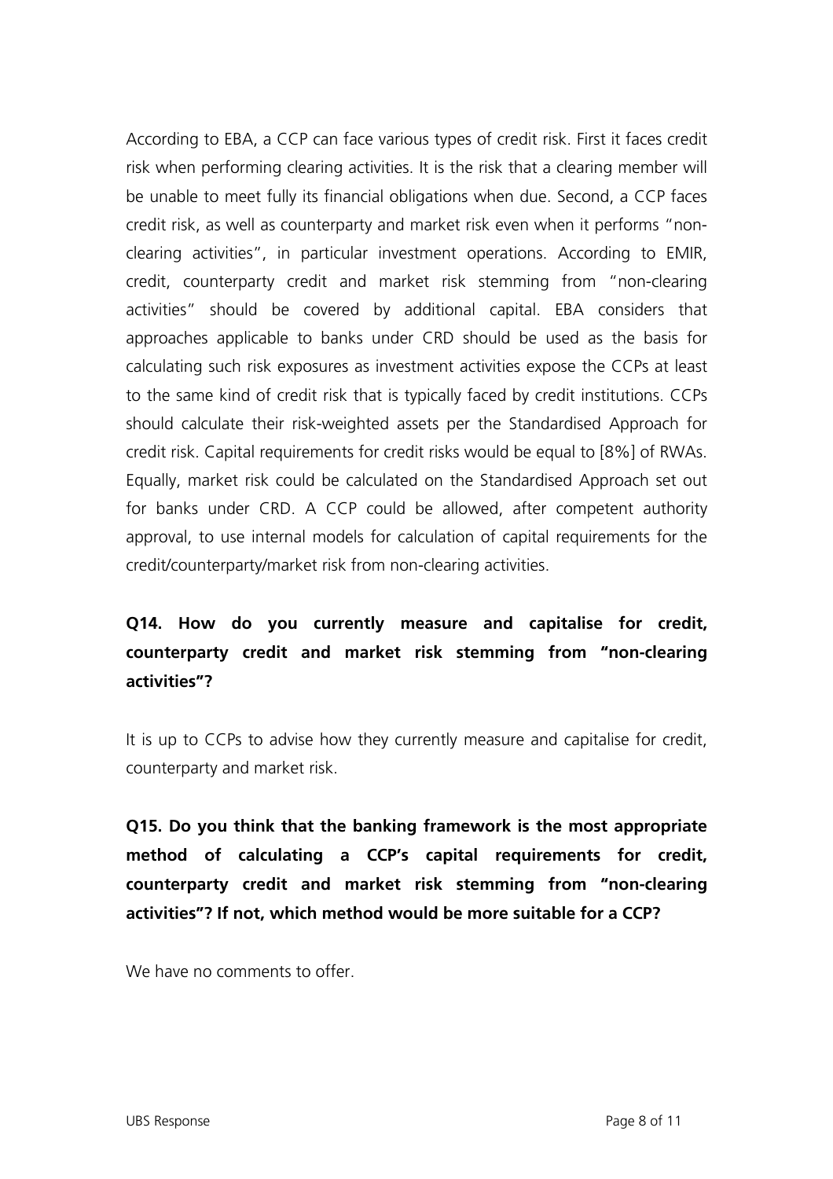According to EBA, a CCP can face various types of credit risk. First it faces credit risk when performing clearing activities. It is the risk that a clearing member will be unable to meet fully its financial obligations when due. Second, a CCP faces credit risk, as well as counterparty and market risk even when it performs "non-clearing activities", in particular investment operations. According to EMIR, credit, counterparty credit and market risk stemming from "non-clearing activities" should be covered by additional capital. EBA considers that approaches applicable to banks under CRD should be used as the basis for calculating such risk exposures as investment activities expose the CCPs at least to the same kind of credit risk that is typically faced by credit institutions. CCPs should calculate their risk-weighted assets per the Standardised Approach for credit risk. Capital requirements for credit risks would be equal to [8%] of RWAs. Equally, market risk could be calculated on the Standardised Approach set out for banks under CRD. A CCP could be allowed, after competent authority approval, to use internal models for calculation of capital requirements for the credit/counterparty/market risk from non-clearing activities.

**Q14. How do you currently measure and capitalise for credit, counterparty credit and market risk stemming from "non-clearing activities"?**

It is up to CCPs to advise how they currently measure and capitalise for credit, counterparty and market risk.

**Q15. Do you think that the banking framework is the most appropriate method of calculating a CCP's capital requirements for credit, counterparty credit and market risk stemming from "non-clearing activities"? If not, which method would be more suitable for a CCP?**

We have no comments to offer.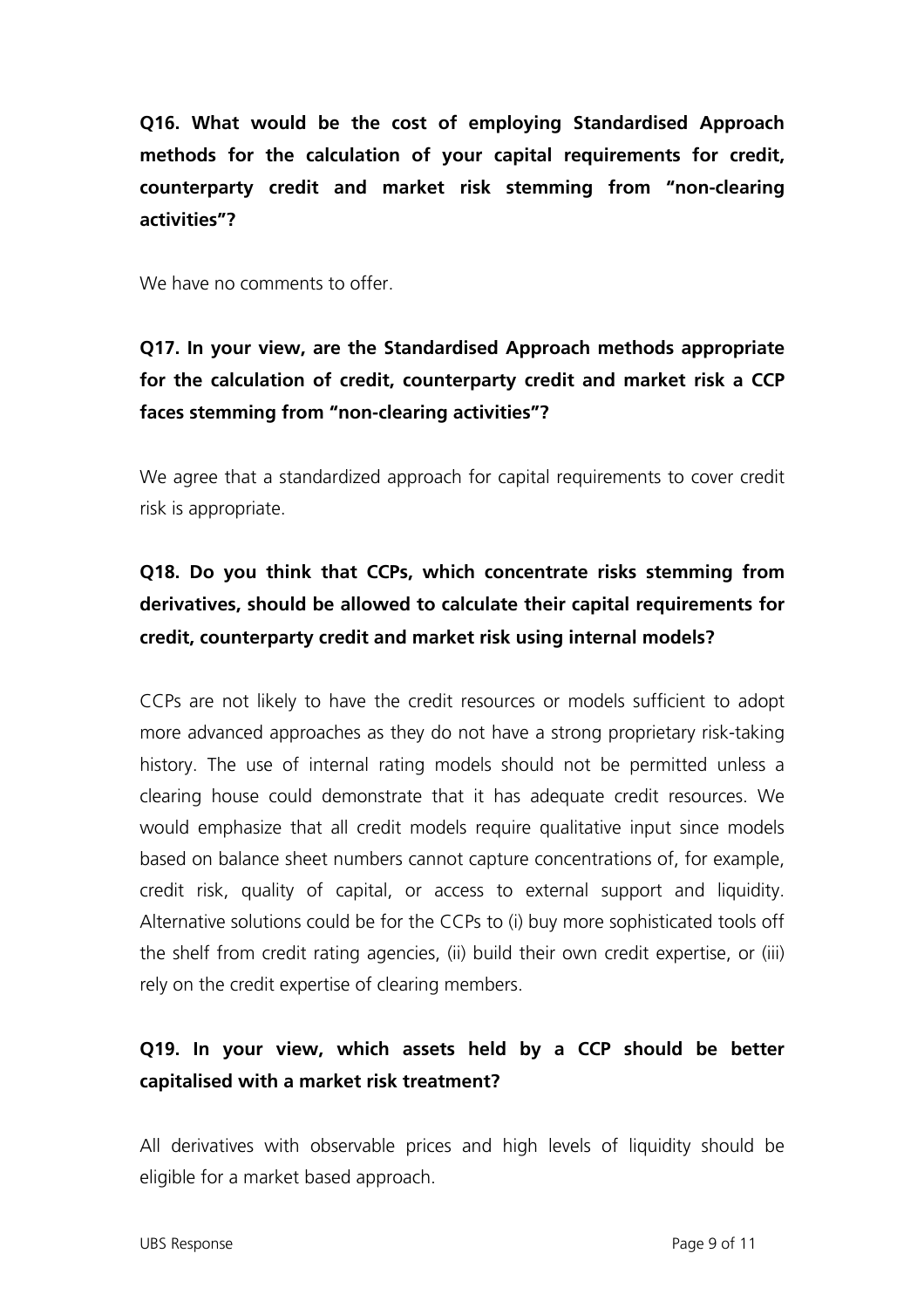**Q16. What would be the cost of employing Standardised Approach methods for the calculation of your capital requirements for credit, counterparty credit and market risk stemming from "non-clearing activities"?**

We have no comments to offer.

**Q17. In your view, are the Standardised Approach methods appropriate for the calculation of credit, counterparty credit and market risk a CCP faces stemming from "non-clearing activities"?**

We agree that a standardized approach for capital requirements to cover credit risk is appropriate.

**Q18. Do you think that CCPs, which concentrate risks stemming from derivatives, should be allowed to calculate their capital requirements for credit, counterparty credit and market risk using internal models?**

CCPs are not likely to have the credit resources or models sufficient to adopt more advanced approaches as they do not have a strong proprietary risk-taking history. The use of internal rating models should not be permitted unless a clearing house could demonstrate that it has adequate credit resources. We would emphasize that all credit models require qualitative input since models based on balance sheet numbers cannot capture concentrations of, for example, credit risk, quality of capital, or access to external support and liquidity. Alternative solutions could be for the CCPs to (i) buy more sophisticated tools off the shelf from credit rating agencies, (ii) build their own credit expertise, or (iii) rely on the credit expertise of clearing members.

**Q19. In your view, which assets held by a CCP should be better capitalised with a market risk treatment?**

All derivatives with observable prices and high levels of liquidity should be eligible for a market based approach.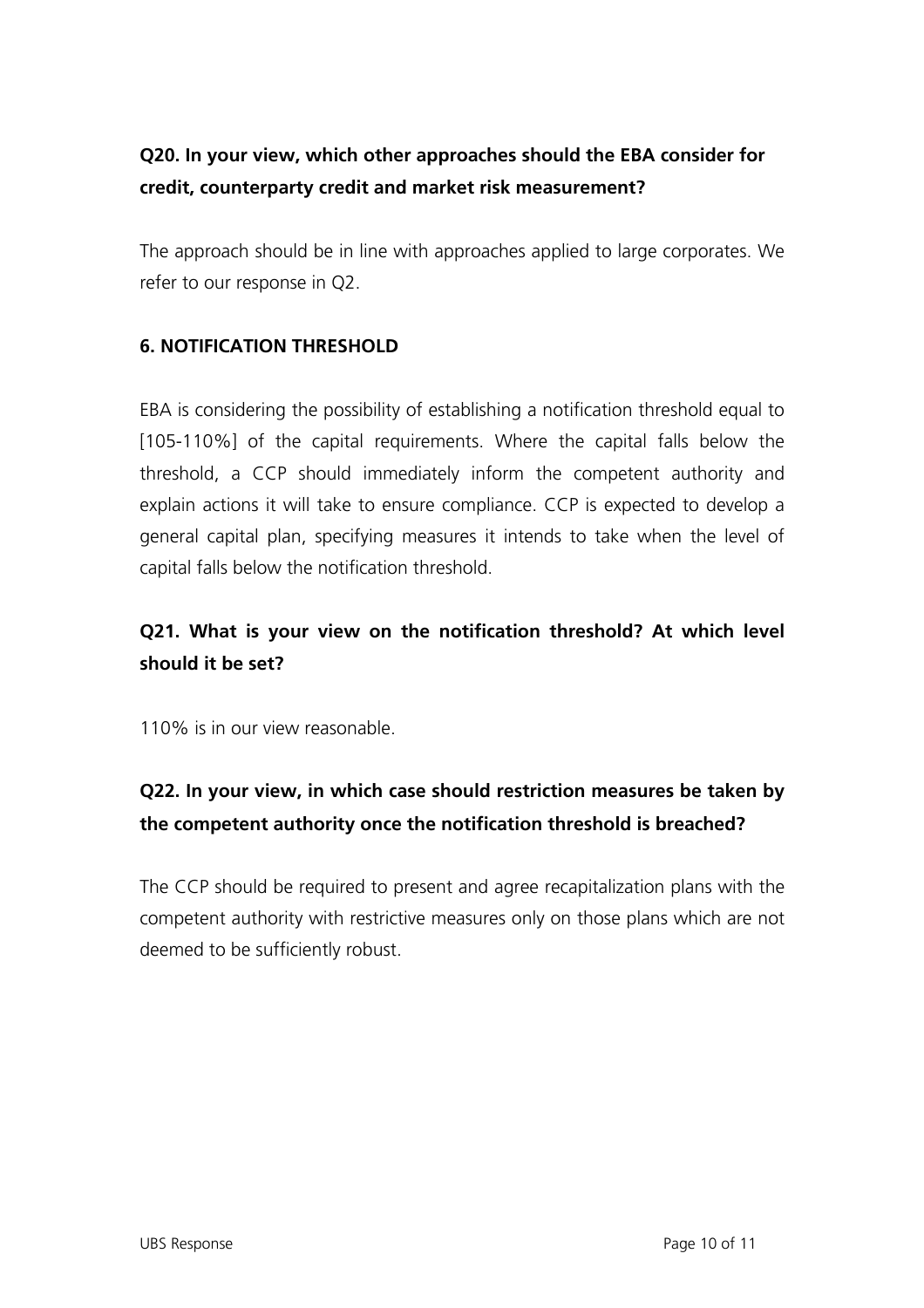**Q20. In your view, which other approaches should the EBA consider for credit, counterparty credit and market risk measurement?**

The approach should be in line with approaches applied to large corporates. We refer to our response in Q2.

**6. NOTIFICATION THRESHOLD**

EBA is considering the possibility of establishing a notification threshold equal to [105-110%] of the capital requirements. Where the capital falls below the threshold, a CCP should immediately inform the competent authority and explain actions it will take to ensure compliance. CCP is expected to develop a general capital plan, specifying measures it intends to take when the level of capital falls below the notification threshold.

**Q21. What is your view on the notification threshold? At which level should it be set?**

110% is in our view reasonable.

**Q22. In your view, in which case should restriction measures be taken by the competent authority once the notification threshold is breached?**

The CCP should be required to present and agree recapitalization plans with the competent authority with restrictive measures only on those plans which are not deemed to be sufficiently robust.